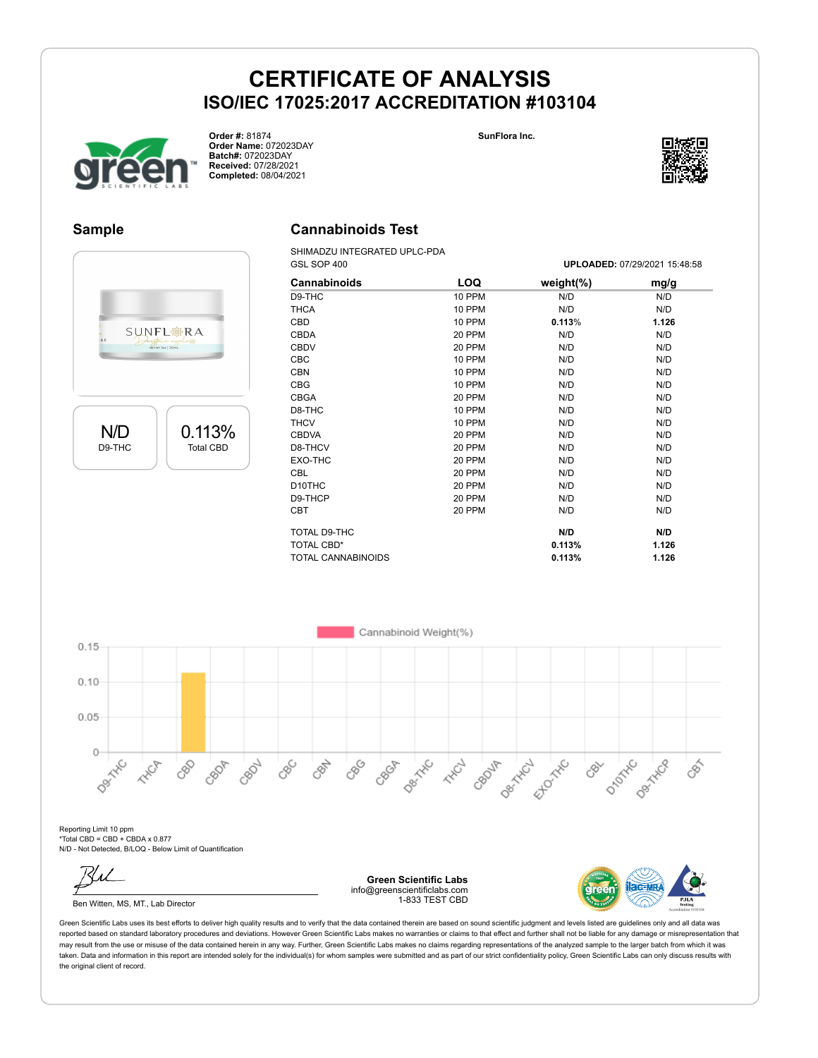# CERTIFICATE OF ANALYSIS

## ISO/IEC 17025:2017 ACCREDITATION #103104

**Order #:** 81874
**Order Name:** 072023DAY
**Batch#:** 072023DAY
**Received:** 07/28/2021
**Completed:** 08/04/2021

**SunFlora Inc.**

## Sample

| N/D | 0.113% |
|---|---|
| D9-THC | Total CBD |

## Cannabinoids Test

SHIMADZU INTEGRATED UPLC-PDA
GSL SOP 400

**UPLOADED:** 07/29/2021 15:48:58

| Cannabinoids | LOQ | weight(%) | mg/g |
|---|---|---|---|
| D9-THC | 10 PPM | N/D | N/D |
| THCA | 10 PPM | N/D | N/D |
| CBD | 10 PPM | **0.113%** | **1.126** |
| CBDA | 20 PPM | N/D | N/D |
| CBDV | 20 PPM | N/D | N/D |
| CBC | 10 PPM | N/D | N/D |
| CBN | 10 PPM | N/D | N/D |
| CBG | 10 PPM | N/D | N/D |
| CBGA | 20 PPM | N/D | N/D |
| D8-THC | 10 PPM | N/D | N/D |
| THCV | 10 PPM | N/D | N/D |
| CBDVA | 20 PPM | N/D | N/D |
| D8-THCV | 20 PPM | N/D | N/D |
| EXO-THC | 20 PPM | N/D | N/D |
| CBL | 20 PPM | N/D | N/D |
| D10THC | 20 PPM | N/D | N/D |
| D9-THCP | 20 PPM | N/D | N/D |
| CBT | 20 PPM | N/D | N/D |
| TOTAL D9-THC | | **N/D** | **N/D** |
| TOTAL CBD* | | **0.113%** | **1.126** |
| TOTAL CANNABINOIDS | | **0.113%** | **1.126** |

Cannabinoid Weight(%)

Reporting Limit 10 ppm
*Total CBD = CBD + CBDA x 0.877
N/D - Not Detected, B/LOQ - Below Limit of Quantification

Ben Witten, MS, MT., Lab Director

**Green Scientific Labs**
info@greenscientificlabs.com
1-833 TEST CBD

Green Scientific Labs uses its best efforts to deliver high quality results and to verify that the data contained therein are based on sound scientific judgment and levels listed are guidelines only and all data was reported based on standard laboratory procedures and deviations. However Green Scientific Labs makes no warranties or claims to that effect and further shall not be liable for any damage or misrepresentation that may result from the use or misuse of the data contained herein in any way. Further, Green Scientific Labs makes no claims regarding representations of the analyzed sample to the larger batch from which it was taken. Data and information in this report are intended solely for the individual(s) for whom samples were submitted and as part of our strict confidentiality policy, Green Scientific Labs can only discuss results with the original client of record.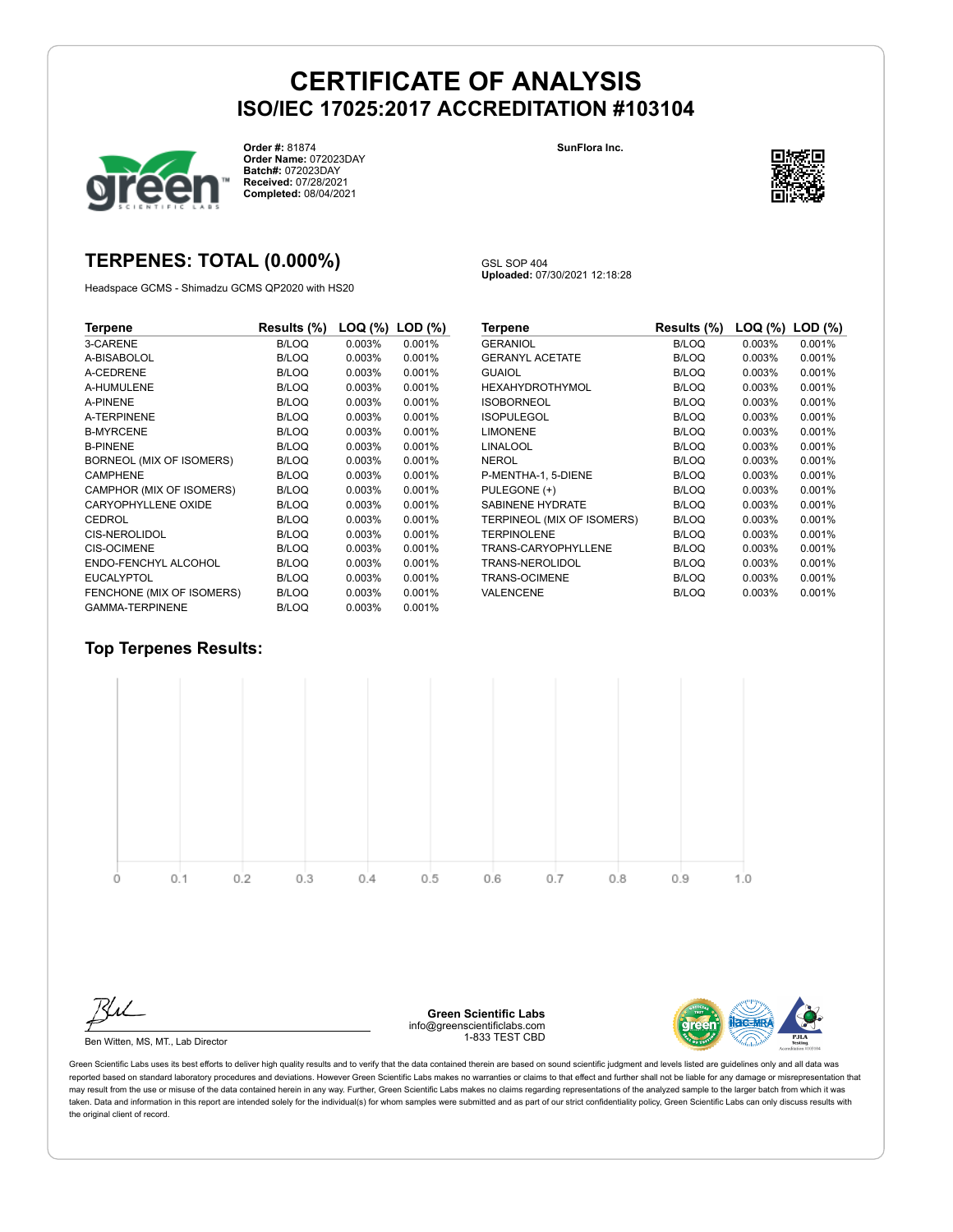# CERTIFICATE OF ANALYSIS
## ISO/IEC 17025:2017 ACCREDITATION #103104

**Order #:** 81874
**Order Name:** 072023DAY
**Batch#:** 072023DAY
**Received:** 07/28/2021
**Completed:** 08/04/2021

**SunFlora Inc.**

## TERPENES: TOTAL (0.000%)

Headspace GCMS - Shimadzu GCMS QP2020 with HS20

GSL SOP 404
**Uploaded:** 07/30/2021 12:18:28

| Terpene | Results (%) | LOQ (%) | LOD (%) |
|---|---|---|---|
| 3-CARENE | B/LOQ | 0.003% | 0.001% |
| A-BISABOLOL | B/LOQ | 0.003% | 0.001% |
| A-CEDRENE | B/LOQ | 0.003% | 0.001% |
| A-HUMULENE | B/LOQ | 0.003% | 0.001% |
| A-PINENE | B/LOQ | 0.003% | 0.001% |
| A-TERPINENE | B/LOQ | 0.003% | 0.001% |
| B-MYRCENE | B/LOQ | 0.003% | 0.001% |
| B-PINENE | B/LOQ | 0.003% | 0.001% |
| BORNEOL (MIX OF ISOMERS) | B/LOQ | 0.003% | 0.001% |
| CAMPHENE | B/LOQ | 0.003% | 0.001% |
| CAMPHOR (MIX OF ISOMERS) | B/LOQ | 0.003% | 0.001% |
| CARYOPHYLLENE OXIDE | B/LOQ | 0.003% | 0.001% |
| CEDROL | B/LOQ | 0.003% | 0.001% |
| CIS-NEROLIDOL | B/LOQ | 0.003% | 0.001% |
| CIS-OCIMENE | B/LOQ | 0.003% | 0.001% |
| ENDO-FENCHYL ALCOHOL | B/LOQ | 0.003% | 0.001% |
| EUCALYPTOL | B/LOQ | 0.003% | 0.001% |
| FENCHONE (MIX OF ISOMERS) | B/LOQ | 0.003% | 0.001% |
| GAMMA-TERPINENE | B/LOQ | 0.003% | 0.001% |
| GERANIOL | B/LOQ | 0.003% | 0.001% |
| GERANYL ACETATE | B/LOQ | 0.003% | 0.001% |
| GUAIOL | B/LOQ | 0.003% | 0.001% |
| HEXAHYDROTHYMOL | B/LOQ | 0.003% | 0.001% |
| ISOBORNEOL | B/LOQ | 0.003% | 0.001% |
| ISOPULEGOL | B/LOQ | 0.003% | 0.001% |
| LIMONENE | B/LOQ | 0.003% | 0.001% |
| LINALOOL | B/LOQ | 0.003% | 0.001% |
| NEROL | B/LOQ | 0.003% | 0.001% |
| P-MENTHA-1, 5-DIENE | B/LOQ | 0.003% | 0.001% |
| PULEGONE (+) | B/LOQ | 0.003% | 0.001% |
| SABINENE HYDRATE | B/LOQ | 0.003% | 0.001% |
| TERPINEOL (MIX OF ISOMERS) | B/LOQ | 0.003% | 0.001% |
| TERPINOLENE | B/LOQ | 0.003% | 0.001% |
| TRANS-CARYOPHYLLENE | B/LOQ | 0.003% | 0.001% |
| TRANS-NEROLIDOL | B/LOQ | 0.003% | 0.001% |
| TRANS-OCIMENE | B/LOQ | 0.003% | 0.001% |
| VALENCENE | B/LOQ | 0.003% | 0.001% |

### Top Terpenes Results:

0 0.1 0.2 0.3 0.4 0.5 0.6 0.7 0.8 0.9 1.0

Ben Witten, MS, MT., Lab Director

**Green Scientific Labs**
info@greenscientificlabs.com
1-833 TEST CBD

Green Scientific Labs uses its best efforts to deliver high quality results and to verify that the data contained therein are based on sound scientific judgment and levels listed are guidelines only and all data was reported based on standard laboratory procedures and deviations. However Green Scientific Labs makes no warranties or claims to that effect and further shall not be liable for any damage or misrepresentation that may result from the use or misuse of the data contained herein in any way. Further, Green Scientific Labs makes no claims regarding representations of the analyzed sample to the larger batch from which it was taken. Data and information in this report are intended solely for the individual(s) for whom samples were submitted and as part of our strict confidentiality policy, Green Scientific Labs can only discuss results with the original client of record.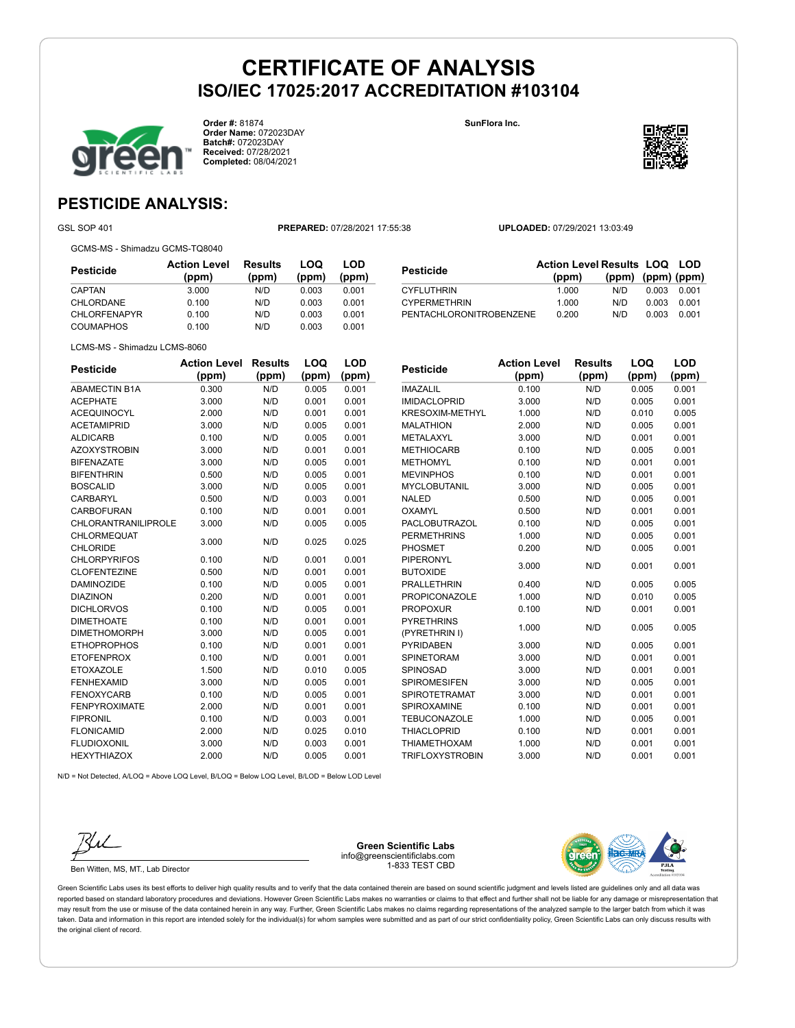# CERTIFICATE OF ANALYSIS
## ISO/IEC 17025:2017 ACCREDITATION #103104

**Order #:** 81874
**Order Name:** 072023DAY
**Batch#:** 072023DAY
**Received:** 07/28/2021
**Completed:** 08/04/2021

**SunFlora Inc.**

## PESTICIDE ANALYSIS:

GSL SOP 401 **PREPARED:** 07/28/2021 17:55:38 **UPLOADED:** 07/29/2021 13:03:49

GCMS-MS - Shimadzu GCMS-TQ8040

| Pesticide | Action Level (ppm) | Results (ppm) | LOQ (ppm) | LOD (ppm) |
|---|---|---|---|---|
| CAPTAN | 3.000 | N/D | 0.003 | 0.001 |
| CHLORDANE | 0.100 | N/D | 0.003 | 0.001 |
| CHLORFENAPYR | 0.100 | N/D | 0.003 | 0.001 |
| COUMAPHOS | 0.100 | N/D | 0.003 | 0.001 |
| CYFLUTHRIN | 1.000 | N/D | 0.003 | 0.001 |
| CYPERMETHRIN | 1.000 | N/D | 0.003 | 0.001 |
| PENTACHLORONITROBENZENE | 0.200 | N/D | 0.003 | 0.001 |

LCMS-MS - Shimadzu LCMS-8060

| Pesticide | Action Level (ppm) | Results (ppm) | LOQ (ppm) | LOD (ppm) |
|---|---|---|---|---|
| ABAMECTIN B1A | 0.300 | N/D | 0.005 | 0.001 |
| ACEPHATE | 3.000 | N/D | 0.001 | 0.001 |
| ACEQUINOCYL | 2.000 | N/D | 0.001 | 0.001 |
| ACETAMIPRID | 3.000 | N/D | 0.005 | 0.001 |
| ALDICARB | 0.100 | N/D | 0.005 | 0.001 |
| AZOXYSTROBIN | 3.000 | N/D | 0.001 | 0.001 |
| BIFENAZATE | 3.000 | N/D | 0.005 | 0.001 |
| BIFENTHRIN | 0.500 | N/D | 0.005 | 0.001 |
| BOSCALID | 3.000 | N/D | 0.005 | 0.001 |
| CARBARYL | 0.500 | N/D | 0.003 | 0.001 |
| CARBOFURAN | 0.100 | N/D | 0.001 | 0.001 |
| CHLORANTRANILIPROLE | 3.000 | N/D | 0.005 | 0.005 |
| CHLORMEQUAT CHLORIDE | 3.000 | N/D | 0.025 | 0.025 |
| CHLORPYRIFOS | 0.100 | N/D | 0.001 | 0.001 |
| CLOFENTEZINE | 0.500 | N/D | 0.001 | 0.001 |
| DAMINOZIDE | 0.100 | N/D | 0.005 | 0.001 |
| DIAZINON | 0.200 | N/D | 0.001 | 0.001 |
| DICHLORVOS | 0.100 | N/D | 0.005 | 0.001 |
| DIMETHOATE | 0.100 | N/D | 0.001 | 0.001 |
| DIMETHOMORPH | 3.000 | N/D | 0.005 | 0.001 |
| ETHOPROPHOS | 0.100 | N/D | 0.001 | 0.001 |
| ETOFENPROX | 0.100 | N/D | 0.001 | 0.001 |
| ETOXAZOLE | 1.500 | N/D | 0.010 | 0.005 |
| FENHEXAMID | 3.000 | N/D | 0.005 | 0.001 |
| FENOXYCARB | 0.100 | N/D | 0.005 | 0.001 |
| FENPYROXIMATE | 2.000 | N/D | 0.001 | 0.001 |
| FIPRONIL | 0.100 | N/D | 0.003 | 0.001 |
| FLONICAMID | 2.000 | N/D | 0.025 | 0.010 |
| FLUDIOXONIL | 3.000 | N/D | 0.003 | 0.001 |
| HEXYTHIAZOX | 2.000 | N/D | 0.005 | 0.001 |
| IMAZALIL | 0.100 | N/D | 0.005 | 0.001 |
| IMIDACLOPRID | 3.000 | N/D | 0.005 | 0.001 |
| KRESOXIM-METHYL | 1.000 | N/D | 0.010 | 0.005 |
| MALATHION | 2.000 | N/D | 0.005 | 0.001 |
| METALAXYL | 3.000 | N/D | 0.001 | 0.001 |
| METHIOCARB | 0.100 | N/D | 0.005 | 0.001 |
| METHOMYL | 0.100 | N/D | 0.001 | 0.001 |
| MEVINPHOS | 0.100 | N/D | 0.001 | 0.001 |
| MYCLOBUTANIL | 3.000 | N/D | 0.005 | 0.001 |
| NALED | 0.500 | N/D | 0.005 | 0.001 |
| OXAMYL | 0.500 | N/D | 0.001 | 0.001 |
| PACLOBUTRAZOL | 0.100 | N/D | 0.005 | 0.001 |
| PERMETHRINS | 1.000 | N/D | 0.005 | 0.001 |
| PHOSMET | 0.200 | N/D | 0.005 | 0.001 |
| PIPERONYL BUTOXIDE | 3.000 | N/D | 0.001 | 0.001 |
| PRALLETHRIN | 0.400 | N/D | 0.005 | 0.005 |
| PROPICONAZOLE | 1.000 | N/D | 0.010 | 0.005 |
| PROPOXUR | 0.100 | N/D | 0.001 | 0.001 |
| PYRETHRINS (PYRETHRIN I) | 1.000 | N/D | 0.005 | 0.005 |
| PYRIDABEN | 3.000 | N/D | 0.005 | 0.001 |
| SPINETORAM | 3.000 | N/D | 0.001 | 0.001 |
| SPINOSAD | 3.000 | N/D | 0.001 | 0.001 |
| SPIROMESIFEN | 3.000 | N/D | 0.005 | 0.001 |
| SPIROTETRAMAT | 3.000 | N/D | 0.001 | 0.001 |
| SPIROXAMINE | 0.100 | N/D | 0.001 | 0.001 |
| TEBUCONAZOLE | 1.000 | N/D | 0.005 | 0.001 |
| THIACLOPRID | 0.100 | N/D | 0.001 | 0.001 |
| THIAMETHOXAM | 1.000 | N/D | 0.001 | 0.001 |
| TRIFLOXYSTROBIN | 3.000 | N/D | 0.001 | 0.001 |

N/D = Not Detected, A/LOQ = Above LOQ Level, B/LOQ = Below LOQ Level, B/LOD = Below LOD Level

Ben Witten, MS, MT., Lab Director

**Green Scientific Labs**
info@greenscientificlabs.com
1-833 TEST CBD

Green Scientific Labs uses its best efforts to deliver high quality results and to verify that the data contained therein are based on sound scientific judgment and levels listed are guidelines only and all data was reported based on standard laboratory procedures and deviations. However Green Scientific Labs makes no warranties or claims to that effect and further shall not be liable for any damage or misrepresentation that may result from the use or misuse of the data contained herein in any way. Further, Green Scientific Labs makes no claims regarding representations of the analyzed sample to the larger batch from which it was taken. Data and information in this report are intended solely for the individual(s) for whom samples were submitted and as part of our strict confidentiality policy, Green Scientific Labs can only discuss results with the original client of record.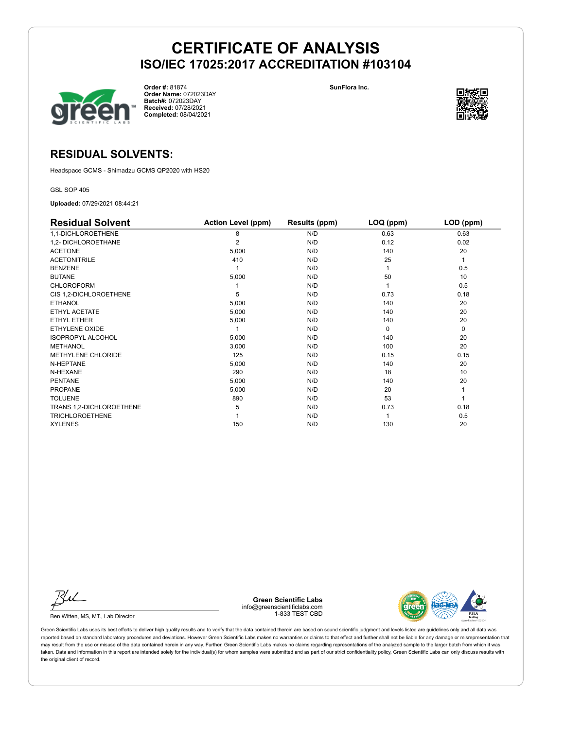# CERTIFICATE OF ANALYSIS

## ISO/IEC 17025:2017 ACCREDITATION #103104

**Order #:** 81874
**Order Name:** 072023DAY
**Batch#:** 072023DAY
**Received:** 07/28/2021
**Completed:** 08/04/2021

**SunFlora Inc.**

## RESIDUAL SOLVENTS:

Headspace GCMS - Shimadzu GCMS QP2020 with HS20

GSL SOP 405

**Uploaded:** 07/29/2021 08:44:21

| Residual Solvent | Action Level (ppm) | Results (ppm) | LOQ (ppm) | LOD (ppm) |
|---|---|---|---|---|
| 1,1-DICHLOROETHENE | 8 | N/D | 0.63 | 0.63 |
| 1,2- DICHLOROETHANE | 2 | N/D | 0.12 | 0.02 |
| ACETONE | 5,000 | N/D | 140 | 20 |
| ACETONITRILE | 410 | N/D | 25 | 1 |
| BENZENE | 1 | N/D | 1 | 0.5 |
| BUTANE | 5,000 | N/D | 50 | 10 |
| CHLOROFORM | 1 | N/D | 1 | 0.5 |
| CIS 1,2-DICHLOROETHENE | 5 | N/D | 0.73 | 0.18 |
| ETHANOL | 5,000 | N/D | 140 | 20 |
| ETHYL ACETATE | 5,000 | N/D | 140 | 20 |
| ETHYL ETHER | 5,000 | N/D | 140 | 20 |
| ETHYLENE OXIDE | 1 | N/D | 0 | 0 |
| ISOPROPYL ALCOHOL | 5,000 | N/D | 140 | 20 |
| METHANOL | 3,000 | N/D | 100 | 20 |
| METHYLENE CHLORIDE | 125 | N/D | 0.15 | 0.15 |
| N-HEPTANE | 5,000 | N/D | 140 | 20 |
| N-HEXANE | 290 | N/D | 18 | 10 |
| PENTANE | 5,000 | N/D | 140 | 20 |
| PROPANE | 5,000 | N/D | 20 | 1 |
| TOLUENE | 890 | N/D | 53 | 1 |
| TRANS 1,2-DICHLOROETHENE | 5 | N/D | 0.73 | 0.18 |
| TRICHLOROETHENE | 1 | N/D | 1 | 0.5 |
| XYLENES | 150 | N/D | 130 | 20 |

Ben Witten, MS, MT., Lab Director

**Green Scientific Labs**
info@greenscientificlabs.com
1-833 TEST CBD

Green Scientific Labs uses its best efforts to deliver high quality results and to verify that the data contained therein are based on sound scientific judgment and levels listed are guidelines only and all data was reported based on standard laboratory procedures and deviations. However Green Scientific Labs makes no warranties or claims to that effect and further shall not be liable for any damage or misrepresentation that may result from the use or misuse of the data contained herein in any way. Further, Green Scientific Labs makes no claims regarding representations of the analyzed sample to the larger batch from which it was taken. Data and information in this report are intended solely for the individual(s) for whom samples were submitted and as part of our strict confidentiality policy, Green Scientific Labs can only discuss results with the original client of record.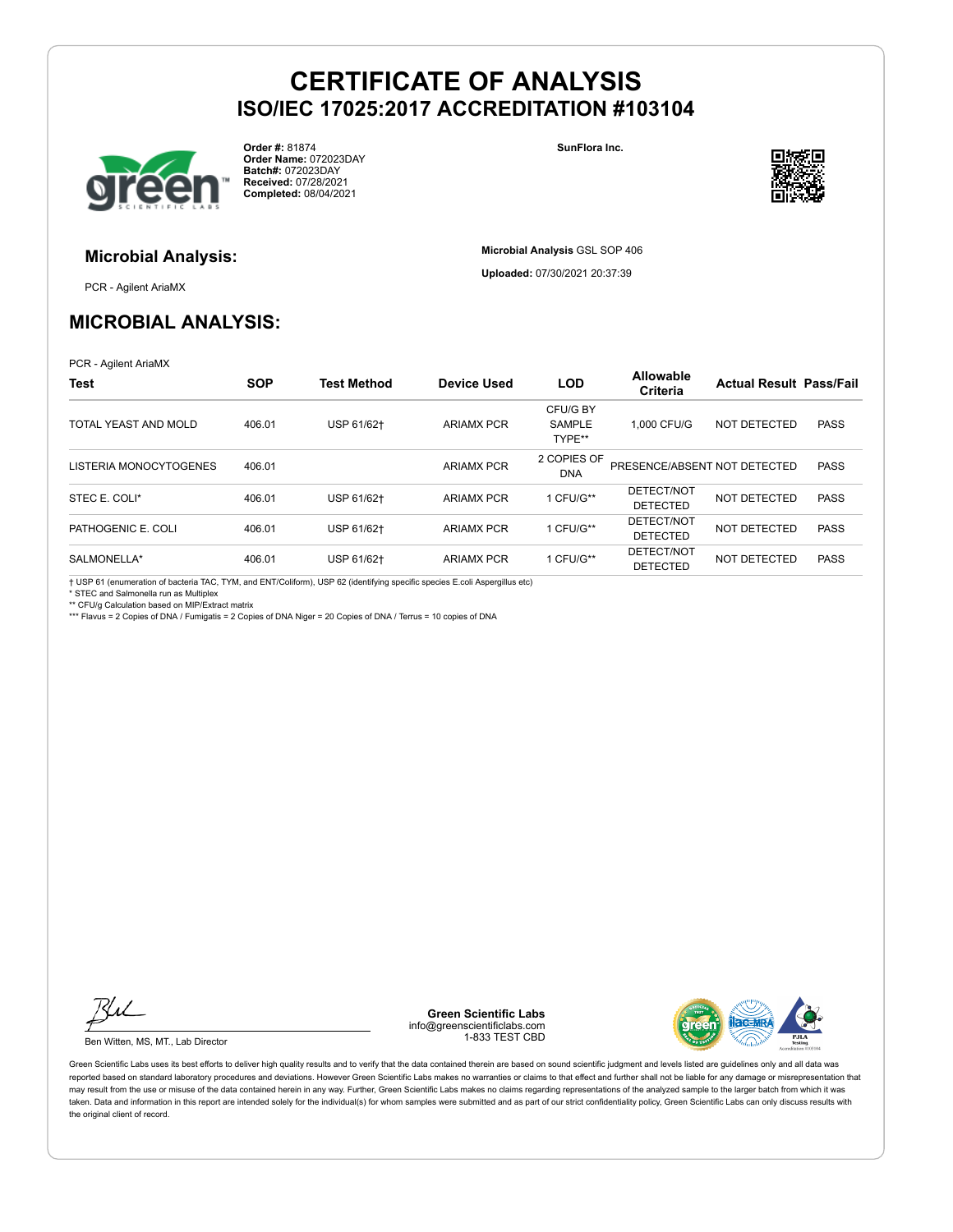# CERTIFICATE OF ANALYSIS
## ISO/IEC 17025:2017 ACCREDITATION #103104

**Order #:** 81874
**Order Name:** 072023DAY
**Batch#:** 072023DAY
**Received:** 07/28/2021
**Completed:** 08/04/2021

**SunFlora Inc.**

### Microbial Analysis:

PCR - Agilent AriaMX

**Microbial Analysis** GSL SOP 406

**Uploaded:** 07/30/2021 20:37:39

## MICROBIAL ANALYSIS:

PCR - Agilent AriaMX

| Test | SOP | Test Method | Device Used | LOD | Allowable Criteria | Actual Result | Pass/Fail |
|---|---|---|---|---|---|---|---|
| TOTAL YEAST AND MOLD | 406.01 | USP 61/62† | ARIAMX PCR | CFU/G BY SAMPLE TYPE** | 1,000 CFU/G | NOT DETECTED | PASS |
| LISTERIA MONOCYTOGENES | 406.01 | | ARIAMX PCR | 2 COPIES OF DNA | PRESENCE/ABSENT | NOT DETECTED | PASS |
| STEC E. COLI* | 406.01 | USP 61/62† | ARIAMX PCR | 1 CFU/G** | DETECT/NOT DETECTED | NOT DETECTED | PASS |
| PATHOGENIC E. COLI | 406.01 | USP 61/62† | ARIAMX PCR | 1 CFU/G** | DETECT/NOT DETECTED | NOT DETECTED | PASS |
| SALMONELLA* | 406.01 | USP 61/62† | ARIAMX PCR | 1 CFU/G** | DETECT/NOT DETECTED | NOT DETECTED | PASS |

† USP 61 (enumeration of bacteria TAC, TYM, and ENT/Coliform), USP 62 (identifying specific species E.coli Aspergillus etc)
* STEC and Salmonella run as Multiplex
** CFU/g Calculation based on MIP/Extract matrix
*** Flavus = 2 Copies of DNA / Fumigatis = 2 Copies of DNA Niger = 20 Copies of DNA / Terrus = 10 copies of DNA

Ben Witten, MS, MT., Lab Director

**Green Scientific Labs**
info@greenscientificlabs.com
1-833 TEST CBD

Green Scientific Labs uses its best efforts to deliver high quality results and to verify that the data contained therein are based on sound scientific judgment and levels listed are guidelines only and all data was reported based on standard laboratory procedures and deviations. However Green Scientific Labs makes no warranties or claims to that effect and further shall not be liable for any damage or misrepresentation that may result from the use or misuse of the data contained herein in any way. Further, Green Scientific Labs makes no claims regarding representations of the analyzed sample to the larger batch from which it was taken. Data and information in this report are intended solely for the individual(s) for whom samples were submitted and as part of our strict confidentiality policy, Green Scientific Labs can only discuss results with the original client of record.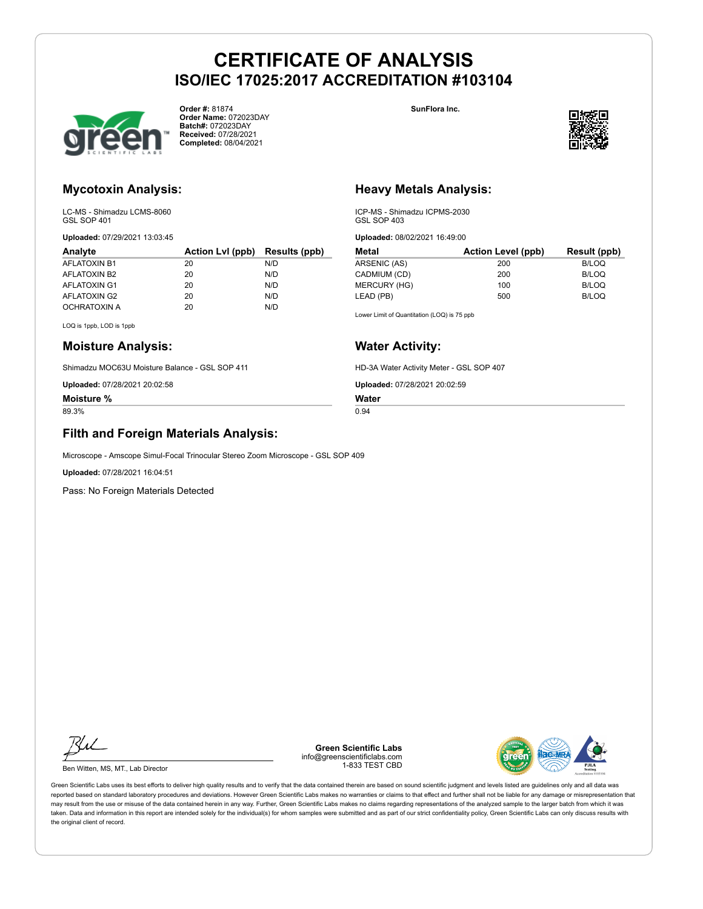# CERTIFICATE OF ANALYSIS
## ISO/IEC 17025:2017 ACCREDITATION #103104

**Order #:** 81874
**Order Name:** 072023DAY
**Batch#:** 072023DAY
**Received:** 07/28/2021
**Completed:** 08/04/2021

**SunFlora Inc.**

### Mycotoxin Analysis:

LC-MS - Shimadzu LCMS-8060
GSL SOP 401

**Uploaded:** 07/29/2021 13:03:45

| Analyte | Action Lvl (ppb) | Results (ppb) |
|---|---|---|
| AFLATOXIN B1 | 20 | N/D |
| AFLATOXIN B2 | 20 | N/D |
| AFLATOXIN G1 | 20 | N/D |
| AFLATOXIN G2 | 20 | N/D |
| OCHRATOXIN A | 20 | N/D |

LOQ is 1ppb, LOD is 1ppb

### Heavy Metals Analysis:

ICP-MS - Shimadzu ICPMS-2030
GSL SOP 403

**Uploaded:** 08/02/2021 16:49:00

| Metal | Action Level (ppb) | Result (ppb) |
|---|---|---|
| ARSENIC (AS) | 200 | B/LOQ |
| CADMIUM (CD) | 200 | B/LOQ |
| MERCURY (HG) | 100 | B/LOQ |
| LEAD (PB) | 500 | B/LOQ |

Lower Limit of Quantitation (LOQ) is 75 ppb

### Moisture Analysis:

Shimadzu MOC63U Moisture Balance - GSL SOP 411

**Uploaded:** 07/28/2021 20:02:58

| Moisture % |
|---|
| 89.3% |

### Water Activity:

HD-3A Water Activity Meter - GSL SOP 407

**Uploaded:** 07/28/2021 20:02:59

| Water |
|---|
| 0.94 |

### Filth and Foreign Materials Analysis:

Microscope - Amscope Simul-Focal Trinocular Stereo Zoom Microscope - GSL SOP 409

**Uploaded:** 07/28/2021 16:04:51

Pass: No Foreign Materials Detected

Ben Witten, MS, MT., Lab Director

**Green Scientific Labs**
info@greenscientificlabs.com
1-833 TEST CBD

Green Scientific Labs uses its best efforts to deliver high quality results and to verify that the data contained therein are based on sound scientific judgment and levels listed are guidelines only and all data was reported based on standard laboratory procedures and deviations. However Green Scientific Labs makes no warranties or claims to that effect and further shall not be liable for any damage or misrepresentation that may result from the use or misuse of the data contained herein in any way. Further, Green Scientific Labs makes no claims regarding representations of the analyzed sample to the larger batch from which it was taken. Data and information in this report are intended solely for the individual(s) for whom samples were submitted and as part of our strict confidentiality policy, Green Scientific Labs can only discuss results with the original client of record.